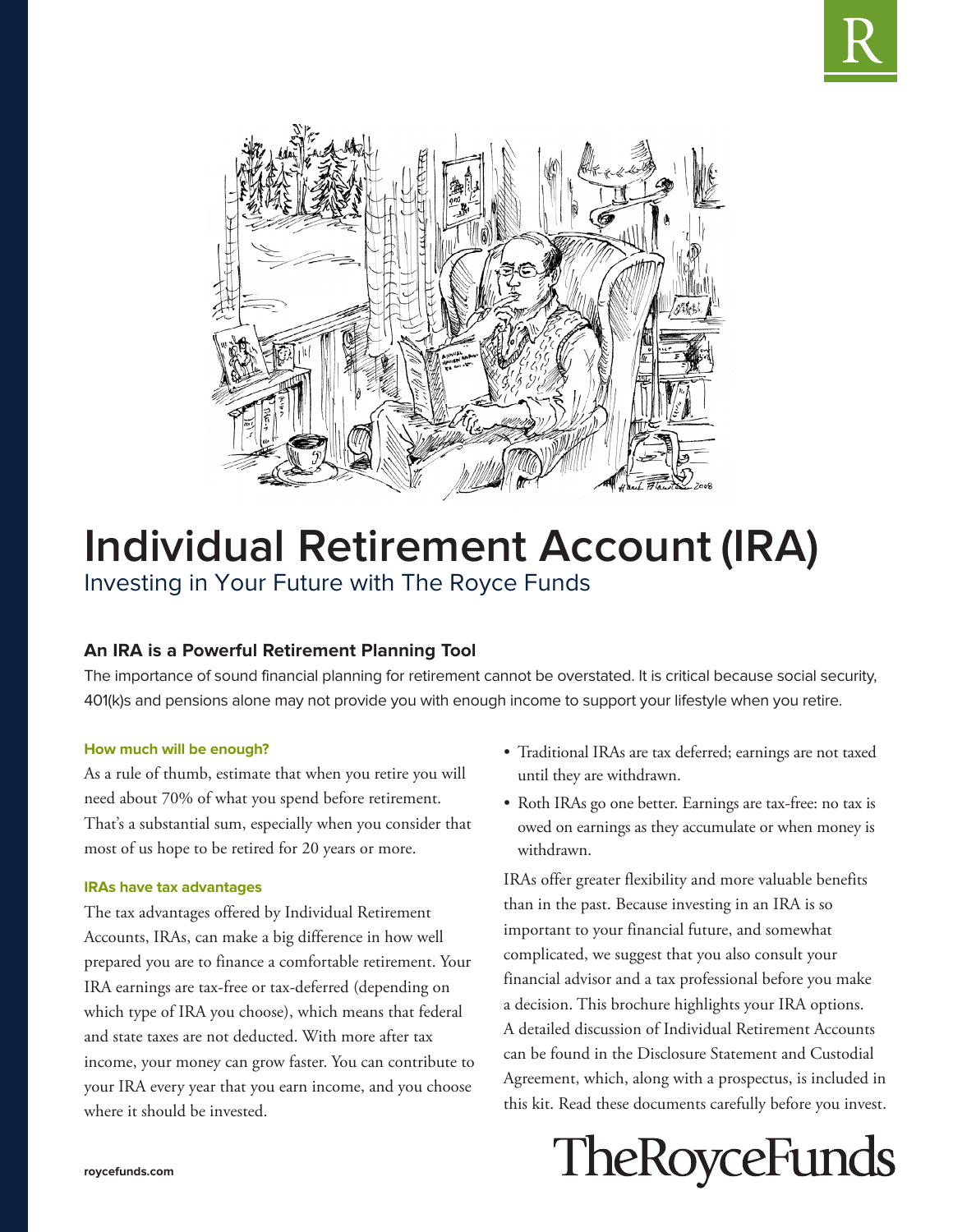# Individual Retirement Account (IRA)

Investing in Your Future with The Royce Funds

## An IRA is a Powerful Retirement Planning Tool

The importance of sound financial planning for retirement cannot be overstated. It is critical because social security, 401(k)s and pensions alone may not provide you with enough income to support your lifestyle when you retire.

### How much will be enough?

As a rule of thumb, estimate that when you retire you will need about 70% of what you spend before retirement. That's a substantial sum, especially when you consider that most of us hope to be retired for 20 years or more.

### IRAs have tax advantages

The tax advantages offered by Individual Retirement Accounts, IRAs, can make a big difference in how well prepared you are to finance a comfortable retirement. Your IRA earnings are tax-free or tax-deferred (depending on which type of IRA you choose), which means that federal and state taxes are not deducted. With more after tax income, your money can grow faster. You can contribute to your IRA every year that you earn income, and you choose where it should be invested.

- Traditional IRAs are tax deferred; earnings are not taxed until they are withdrawn.
- Roth IRAs go one better. Earnings are tax-free: no tax is owed on earnings as they accumulate or when money is withdrawn.

IRAs offer greater flexibility and more valuable benefits than in the past. Because investing in an IRA is so important to your financial future, and somewhat complicated, we suggest that you also consult your financial advisor and a tax professional before you make a decision. This brochure highlights your IRA options. A detailed discussion of Individual Retirement Accounts can be found in the Disclosure Statement and Custodial Agreement, which, along with a prospectus, is included in this kit. Read these documents carefully before you invest.

TheRoyceFunds

roycefunds.com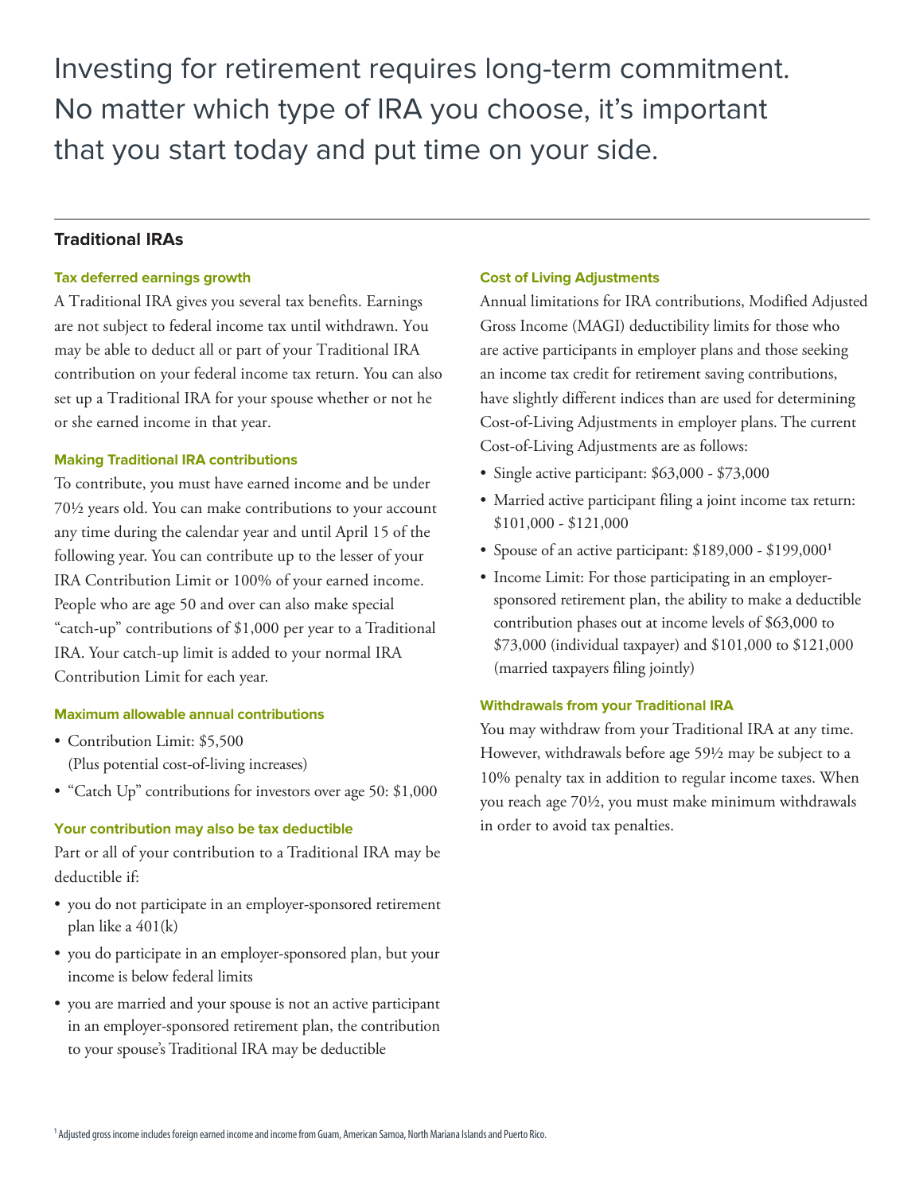Investing for retirement requires long-term commitment. No matter which type of IRA you choose, it's important that you start today and put time on your side.

## Traditional IRAs

### Tax deferred earnings growth

A Traditional IRA gives you several tax benefits. Earnings are not subject to federal income tax until withdrawn. You may be able to deduct all or part of your Traditional IRA contribution on your federal income tax return. You can also set up a Traditional IRA for your spouse whether or not he or she earned income in that year.

### Making Traditional IRA contributions

To contribute, you must have earned income and be under 70½ years old. You can make contributions to your account any time during the calendar year and until April 15 of the following year. You can contribute up to the lesser of your IRA Contribution Limit or 100% of your earned income. People who are age 50 and over can also make special "catch-up" contributions of $1,000 per year to a Traditional IRA. Your catch-up limit is added to your normal IRA Contribution Limit for each year.

### Maximum allowable annual contributions

- Contribution Limit: $5,500
  (Plus potential cost-of-living increases)
- "Catch Up" contributions for investors over age 50: $1,000

### Your contribution may also be tax deductible

Part or all of your contribution to a Traditional IRA may be deductible if:

- you do not participate in an employer-sponsored retirement plan like a 401(k)
- you do participate in an employer-sponsored plan, but your income is below federal limits
- you are married and your spouse is not an active participant in an employer-sponsored retirement plan, the contribution to your spouse's Traditional IRA may be deductible

### Cost of Living Adjustments

Annual limitations for IRA contributions, Modified Adjusted Gross Income (MAGI) deductibility limits for those who are active participants in employer plans and those seeking an income tax credit for retirement saving contributions, have slightly different indices than are used for determining Cost-of-Living Adjustments in employer plans. The current Cost-of-Living Adjustments are as follows:

- Single active participant: $63,000 - $73,000
- Married active participant filing a joint income tax return: $101,000 - $121,000
- Spouse of an active participant: $189,000 - $199,000[1]
- Income Limit: For those participating in an employer-sponsored retirement plan, the ability to make a deductible contribution phases out at income levels of $63,000 to $73,000 (individual taxpayer) and $101,000 to $121,000 (married taxpayers filing jointly)

### Withdrawals from your Traditional IRA

You may withdraw from your Traditional IRA at any time. However, withdrawals before age 59½ may be subject to a 10% penalty tax in addition to regular income taxes. When you reach age 70½, you must make minimum withdrawals in order to avoid tax penalties.

[1] Adjusted gross income includes foreign earned income and income from Guam, American Samoa, North Mariana Islands and Puerto Rico.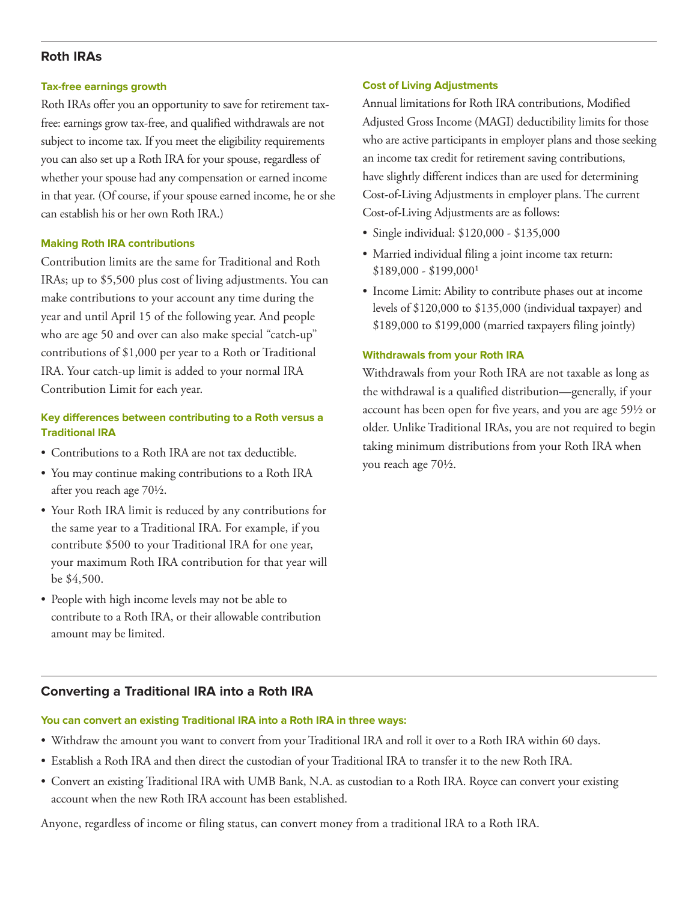## Roth IRAs

### Tax-free earnings growth

Roth IRAs offer you an opportunity to save for retirement tax-free: earnings grow tax-free, and qualified withdrawals are not subject to income tax. If you meet the eligibility requirements you can also set up a Roth IRA for your spouse, regardless of whether your spouse had any compensation or earned income in that year. (Of course, if your spouse earned income, he or she can establish his or her own Roth IRA.)

### Making Roth IRA contributions

Contribution limits are the same for Traditional and Roth IRAs; up to $5,500 plus cost of living adjustments. You can make contributions to your account any time during the year and until April 15 of the following year. And people who are age 50 and over can also make special "catch-up" contributions of $1,000 per year to a Roth or Traditional IRA. Your catch-up limit is added to your normal IRA Contribution Limit for each year.

### Key differences between contributing to a Roth versus a Traditional IRA

- Contributions to a Roth IRA are not tax deductible.
- You may continue making contributions to a Roth IRA after you reach age 70½.
- Your Roth IRA limit is reduced by any contributions for the same year to a Traditional IRA. For example, if you contribute $500 to your Traditional IRA for one year, your maximum Roth IRA contribution for that year will be $4,500.
- People with high income levels may not be able to contribute to a Roth IRA, or their allowable contribution amount may be limited.

### Cost of Living Adjustments

Annual limitations for Roth IRA contributions, Modified Adjusted Gross Income (MAGI) deductibility limits for those who are active participants in employer plans and those seeking an income tax credit for retirement saving contributions, have slightly different indices than are used for determining Cost-of-Living Adjustments in employer plans. The current Cost-of-Living Adjustments are as follows:

- Single individual: $120,000 - $135,000
- Married individual filing a joint income tax return: $189,000 - $199,000[1]
- Income Limit: Ability to contribute phases out at income levels of $120,000 to $135,000 (individual taxpayer) and $189,000 to $199,000 (married taxpayers filing jointly)

### Withdrawals from your Roth IRA

Withdrawals from your Roth IRA are not taxable as long as the withdrawal is a qualified distribution—generally, if your account has been open for five years, and you are age 59½ or older. Unlike Traditional IRAs, you are not required to begin taking minimum distributions from your Roth IRA when you reach age 70½.

## Converting a Traditional IRA into a Roth IRA

### You can convert an existing Traditional IRA into a Roth IRA in three ways:

- Withdraw the amount you want to convert from your Traditional IRA and roll it over to a Roth IRA within 60 days.
- Establish a Roth IRA and then direct the custodian of your Traditional IRA to transfer it to the new Roth IRA.
- Convert an existing Traditional IRA with UMB Bank, N.A. as custodian to a Roth IRA. Royce can convert your existing account when the new Roth IRA account has been established.

Anyone, regardless of income or filing status, can convert money from a traditional IRA to a Roth IRA.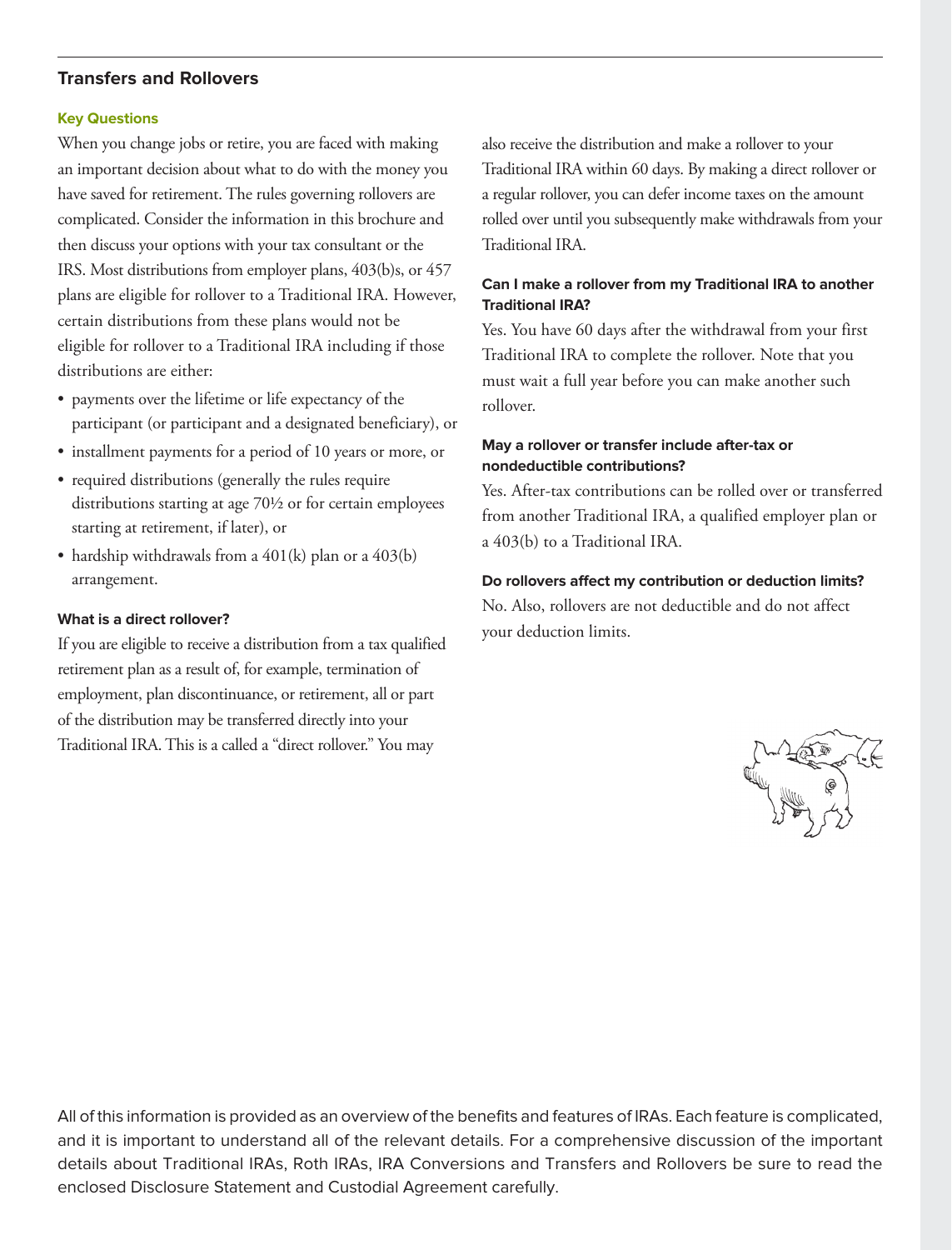## Transfers and Rollovers

### Key Questions

When you change jobs or retire, you are faced with making an important decision about what to do with the money you have saved for retirement. The rules governing rollovers are complicated. Consider the information in this brochure and then discuss your options with your tax consultant or the IRS. Most distributions from employer plans, 403(b)s, or 457 plans are eligible for rollover to a Traditional IRA. However, certain distributions from these plans would not be eligible for rollover to a Traditional IRA including if those distributions are either:

- payments over the lifetime or life expectancy of the participant (or participant and a designated beneficiary), or
- installment payments for a period of 10 years or more, or
- required distributions (generally the rules require distributions starting at age 70½ or for certain employees starting at retirement, if later), or
- hardship withdrawals from a 401(k) plan or a 403(b) arrangement.

**What is a direct rollover?**

If you are eligible to receive a distribution from a tax qualified retirement plan as a result of, for example, termination of employment, plan discontinuance, or retirement, all or part of the distribution may be transferred directly into your Traditional IRA. This is a called a "direct rollover." You may also receive the distribution and make a rollover to your Traditional IRA within 60 days. By making a direct rollover or a regular rollover, you can defer income taxes on the amount rolled over until you subsequently make withdrawals from your Traditional IRA.

**Can I make a rollover from my Traditional IRA to another Traditional IRA?**

Yes. You have 60 days after the withdrawal from your first Traditional IRA to complete the rollover. Note that you must wait a full year before you can make another such rollover.

**May a rollover or transfer include after-tax or nondeductible contributions?**

Yes. After-tax contributions can be rolled over or transferred from another Traditional IRA, a qualified employer plan or a 403(b) to a Traditional IRA.

**Do rollovers affect my contribution or deduction limits?**

No. Also, rollovers are not deductible and do not affect your deduction limits.

All of this information is provided as an overview of the benefits and features of IRAs. Each feature is complicated, and it is important to understand all of the relevant details. For a comprehensive discussion of the important details about Traditional IRAs, Roth IRAs, IRA Conversions and Transfers and Rollovers be sure to read the enclosed Disclosure Statement and Custodial Agreement carefully.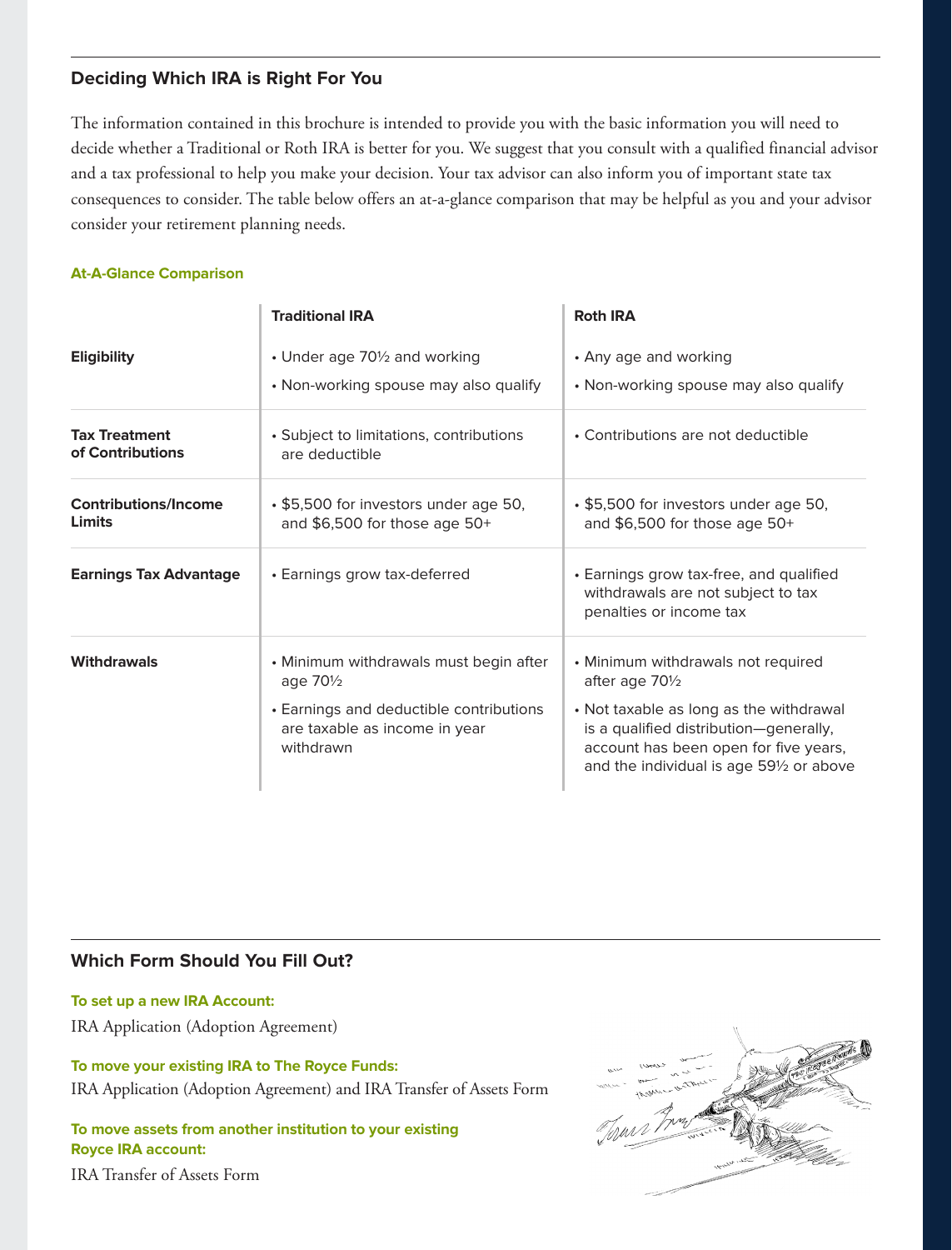## Deciding Which IRA is Right For You

The information contained in this brochure is intended to provide you with the basic information you will need to decide whether a Traditional or Roth IRA is better for you. We suggest that you consult with a qualified financial advisor and a tax professional to help you make your decision. Your tax advisor can also inform you of important state tax consequences to consider. The table below offers an at-a-glance comparison that may be helpful as you and your advisor consider your retirement planning needs.

### At-A-Glance Comparison

| | Traditional IRA | Roth IRA |
|---|---|---|
| **Eligibility** | • Under age 70½ and working<br>• Non-working spouse may also qualify | • Any age and working<br>• Non-working spouse may also qualify |
| **Tax Treatment of Contributions** | • Subject to limitations, contributions are deductible | • Contributions are not deductible |
| **Contributions/Income Limits** | • $5,500 for investors under age 50, and $6,500 for those age 50+ | • $5,500 for investors under age 50, and $6,500 for those age 50+ |
| **Earnings Tax Advantage** | • Earnings grow tax-deferred | • Earnings grow tax-free, and qualified withdrawals are not subject to tax penalties or income tax |
| **Withdrawals** | • Minimum withdrawals must begin after age 70½<br>• Earnings and deductible contributions are taxable as income in year withdrawn | • Minimum withdrawals not required after age 70½<br>• Not taxable as long as the withdrawal is a qualified distribution—generally, account has been open for five years, and the individual is age 59½ or above |

## Which Form Should You Fill Out?

**To set up a new IRA Account:**

IRA Application (Adoption Agreement)

**To move your existing IRA to The Royce Funds:**

IRA Application (Adoption Agreement) and IRA Transfer of Assets Form

**To move assets from another institution to your existing Royce IRA account:**

IRA Transfer of Assets Form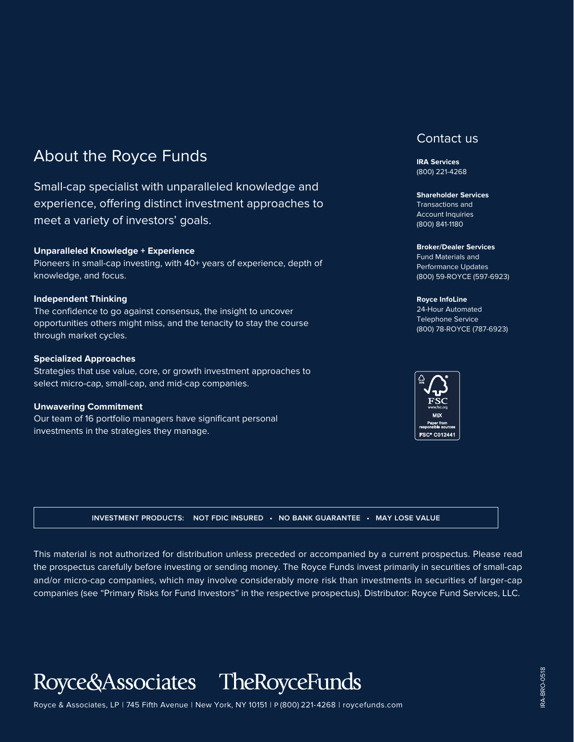## About the Royce Funds

Small-cap specialist with unparalleled knowledge and experience, offering distinct investment approaches to meet a variety of investors' goals.

**Unparalleled Knowledge + Experience**
Pioneers in small-cap investing, with 40+ years of experience, depth of knowledge, and focus.

**Independent Thinking**
The confidence to go against consensus, the insight to uncover opportunities others might miss, and the tenacity to stay the course through market cycles.

**Specialized Approaches**
Strategies that use value, core, or growth investment approaches to select micro-cap, small-cap, and mid-cap companies.

**Unwavering Commitment**
Our team of 16 portfolio managers have significant personal investments in the strategies they manage.

## Contact us

**IRA Services**
(800) 221-4268

**Shareholder Services**
Transactions and Account Inquiries
(800) 841-1180

**Broker/Dealer Services**
Fund Materials and Performance Updates
(800) 59-ROYCE (597-6923)

**Royce InfoLine**
24-Hour Automated Telephone Service
(800) 78-ROYCE (787-6923)

FSC
www.fsc.org
MIX
Paper from responsible sources
FSC® C012441

**INVESTMENT PRODUCTS: NOT FDIC INSURED • NO BANK GUARANTEE • MAY LOSE VALUE**

This material is not authorized for distribution unless preceded or accompanied by a current prospectus. Please read the prospectus carefully before investing or sending money. The Royce Funds invest primarily in securities of small-cap and/or micro-cap companies, which may involve considerably more risk than investments in securities of larger-cap companies (see "Primary Risks for Fund Investors" in the respective prospectus). Distributor: Royce Fund Services, LLC.

Royce&Associates TheRoyceFunds

Royce & Associates, LP | 745 Fifth Avenue | New York, NY 10151 | P (800) 221-4268 | roycefunds.com

IRA-BRO-0518